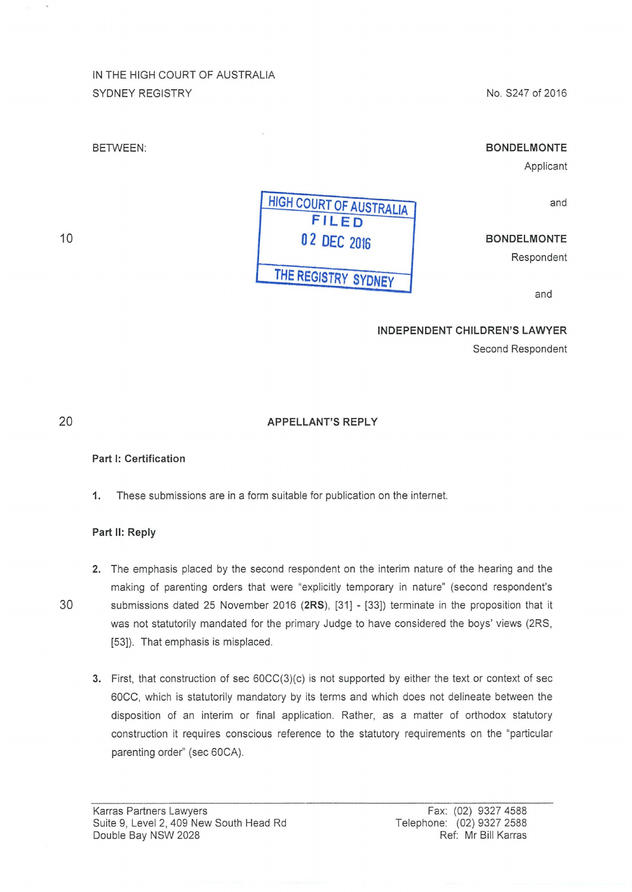IN THE HIGH COURT OF AUSTRALIA
SYDNEY REGISTRY

No. S247 of 2016

BETWEEN:

**BONDELMONTE**
Applicant

and

**BONDELMONTE**
Respondent

and

**INDEPENDENT CHILDREN'S LAWYER**
Second Respondent

HIGH COURT OF AUSTRALIA
FILED
02 DEC 2016
THE REGISTRY SYDNEY

## APPELLANT'S REPLY

### Part I: Certification

1. These submissions are in a form suitable for publication on the internet.

### Part II: Reply

2. The emphasis placed by the second respondent on the interim nature of the hearing and the making of parenting orders that were "explicitly temporary in nature" (second respondent's submissions dated 25 November 2016 (**2RS**), [31] - [33]) terminate in the proposition that it was not statutorily mandated for the primary Judge to have considered the boys' views (2RS, [53]). That emphasis is misplaced.

3. First, that construction of sec 60CC(3)(c) is not supported by either the text or context of sec 60CC, which is statutorily mandatory by its terms and which does not delineate between the disposition of an interim or final application. Rather, as a matter of orthodox statutory construction it requires conscious reference to the statutory requirements on the "particular parenting order" (sec 60CA).

Karras Partners Lawyers
Suite 9, Level 2, 409 New South Head Rd
Double Bay NSW 2028

Fax: (02) 9327 4588
Telephone: (02) 9327 2588
Ref: Mr Bill Karras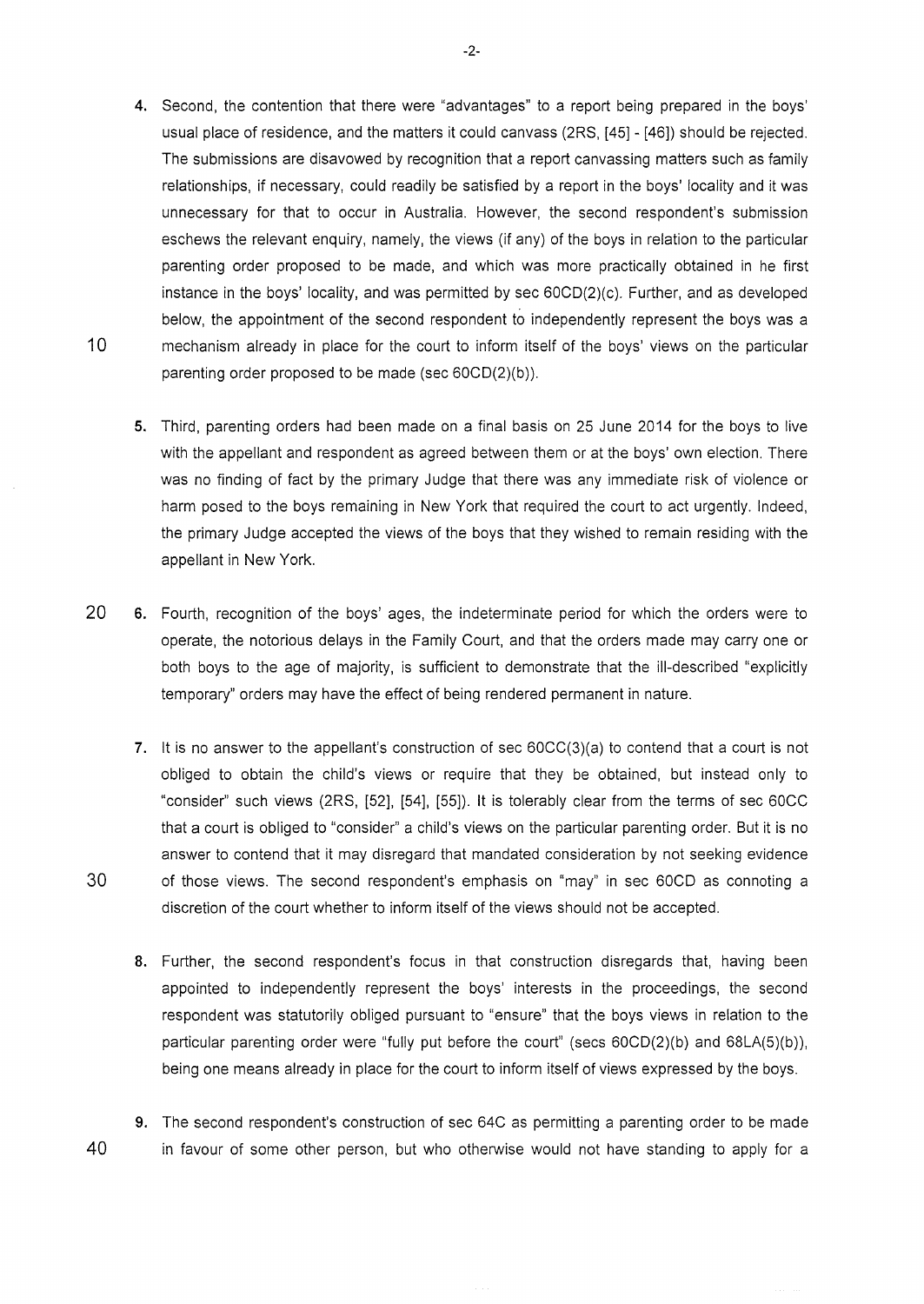4. Second, the contention that there were "advantages" to a report being prepared in the boys' usual place of residence, and the matters it could canvass (2RS, [45] - [46]) should be rejected. The submissions are disavowed by recognition that a report canvassing matters such as family relationships, if necessary, could readily be satisfied by a report in the boys' locality and it was unnecessary for that to occur in Australia. However, the second respondent's submission eschews the relevant enquiry, namely, the views (if any) of the boys in relation to the particular parenting order proposed to be made, and which was more practically obtained in he first instance in the boys' locality, and was permitted by sec 60CD(2)(c). Further, and as developed below, the appointment of the second respondent to independently represent the boys was a mechanism already in place for the court to inform itself of the boys' views on the particular parenting order proposed to be made (sec 60CD(2)(b)).

5. Third, parenting orders had been made on a final basis on 25 June 2014 for the boys to live with the appellant and respondent as agreed between them or at the boys' own election. There was no finding of fact by the primary Judge that there was any immediate risk of violence or harm posed to the boys remaining in New York that required the court to act urgently. Indeed, the primary Judge accepted the views of the boys that they wished to remain residing with the appellant in New York.

6. Fourth, recognition of the boys' ages, the indeterminate period for which the orders were to operate, the notorious delays in the Family Court, and that the orders made may carry one or both boys to the age of majority, is sufficient to demonstrate that the ill-described "explicitly temporary" orders may have the effect of being rendered permanent in nature.

7. It is no answer to the appellant's construction of sec 60CC(3)(a) to contend that a court is not obliged to obtain the child's views or require that they be obtained, but instead only to "consider" such views (2RS, [52], [54], [55]). It is tolerably clear from the terms of sec 60CC that a court is obliged to "consider" a child's views on the particular parenting order. But it is no answer to contend that it may disregard that mandated consideration by not seeking evidence of those views. The second respondent's emphasis on "may" in sec 60CD as connoting a discretion of the court whether to inform itself of the views should not be accepted.

8. Further, the second respondent's focus in that construction disregards that, having been appointed to independently represent the boys' interests in the proceedings, the second respondent was statutorily obliged pursuant to "ensure" that the boys views in relation to the particular parenting order were "fully put before the court" (secs 60CD(2)(b) and 68LA(5)(b)), being one means already in place for the court to inform itself of views expressed by the boys.

9. The second respondent's construction of sec 64C as permitting a parenting order to be made in favour of some other person, but who otherwise would not have standing to apply for a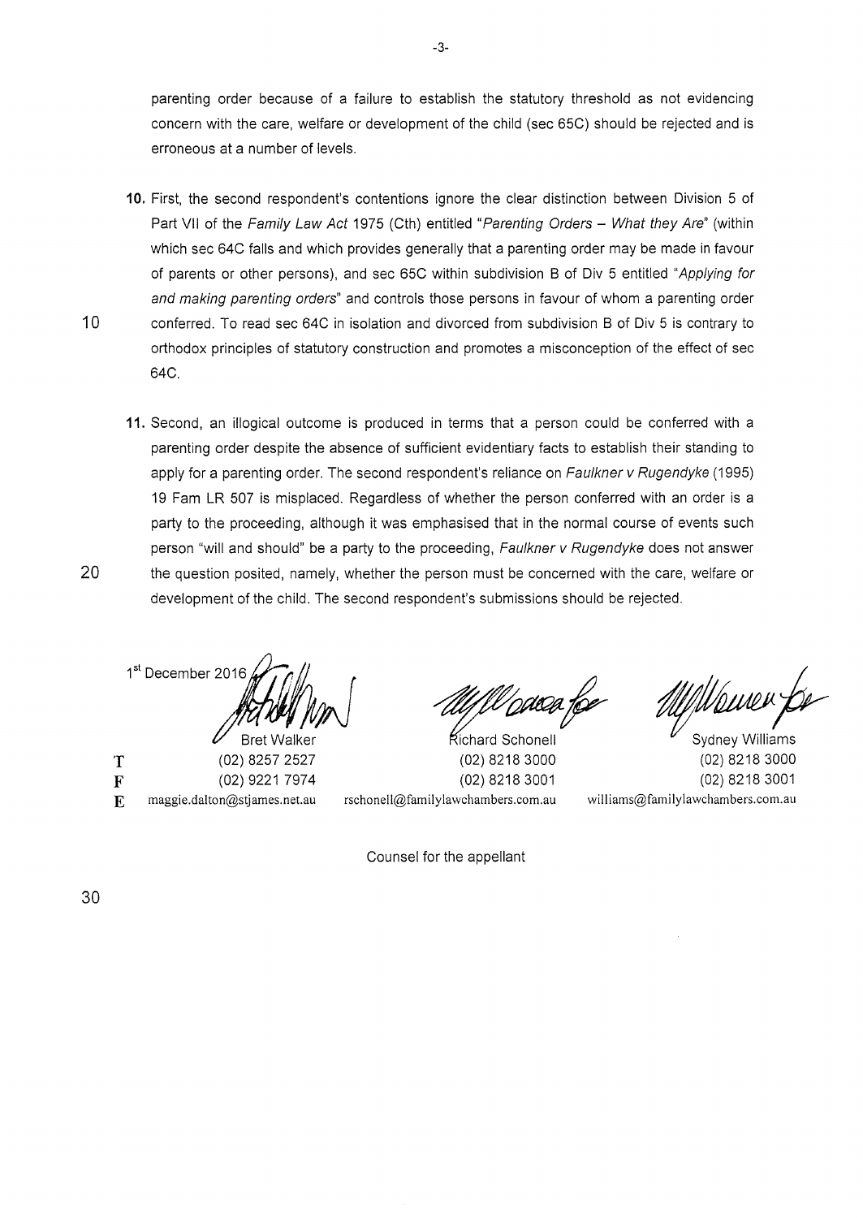parenting order because of a failure to establish the statutory threshold as not evidencing concern with the care, welfare or development of the child (sec 65C) should be rejected and is erroneous at a number of levels.

**10.** First, the second respondent's contentions ignore the clear distinction between Division 5 of Part VII of the *Family Law Act* 1975 (Cth) entitled "*Parenting Orders – What they Are*" (within which sec 64C falls and which provides generally that a parenting order may be made in favour of parents or other persons), and sec 65C within subdivision B of Div 5 entitled "*Applying for and making parenting orders*" and controls those persons in favour of whom a parenting order conferred. To read sec 64C in isolation and divorced from subdivision B of Div 5 is contrary to orthodox principles of statutory construction and promotes a misconception of the effect of sec 64C.

**11.** Second, an illogical outcome is produced in terms that a person could be conferred with a parenting order despite the absence of sufficient evidentiary facts to establish their standing to apply for a parenting order. The second respondent's reliance on *Faulkner v Rugendyke* (1995) 19 Fam LR 507 is misplaced. Regardless of whether the person conferred with an order is a party to the proceeding, although it was emphasised that in the normal course of events such person "will and should" be a party to the proceeding, *Faulkner v Rugendyke* does not answer the question posited, namely, whether the person must be concerned with the care, welfare or development of the child. The second respondent's submissions should be rejected.

1[st] December 2016

| | Bret Walker | Richard Schonell | Sydney Williams |
|---|---|---|---|
| T | (02) 8257 2527 | (02) 8218 3000 | (02) 8218 3000 |
| F | (02) 9221 7974 | (02) 8218 3001 | (02) 8218 3001 |
| E | maggie.dalton@stjames.net.au | rschonell@familylawchambers.com.au | williams@familylawchambers.com.au |

Counsel for the appellant